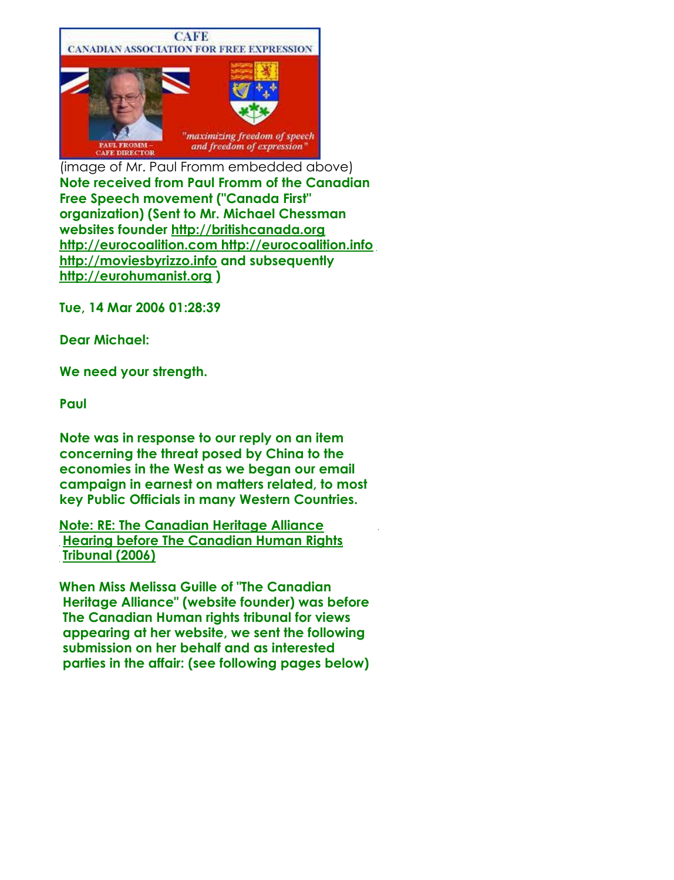(image of Mr. Paul Fromm embedded above)

**Note received from Paul Fromm of the Canadian Free Speech movement ("Canada First" organization) (Sent to Mr. Michael Chessman websites founder [http://britishcanada.org](http://britishcanada.org) [http://eurocoalition.com](http://eurocoalition.com) [http://eurocoalition.info](http://eurocoalition.info) [http://moviesbyrizzo.info](http://moviesbyrizzo.info) and subsequently [http://eurohumanist.org](http://eurohumanist.org) )**

**Tue, 14 Mar 2006 01:28:39**

**Dear Michael:**

**We need your strength.**

**Paul**

**Note was in response to our reply on an item concerning the threat posed by China to the economies in the West as we began our email campaign in earnest on matters related, to most key Public Officials in many Western Countries.**

**Note: RE: The Canadian Heritage Alliance Hearing before The Canadian Human Rights Tribunal (2006)**

**When Miss Melissa Guille of "The Canadian Heritage Alliance" (website founder) was before The Canadian Human rights tribunal for views appearing at her website, we sent the following submission on her behalf and as interested parties in the affair: (see following pages below)**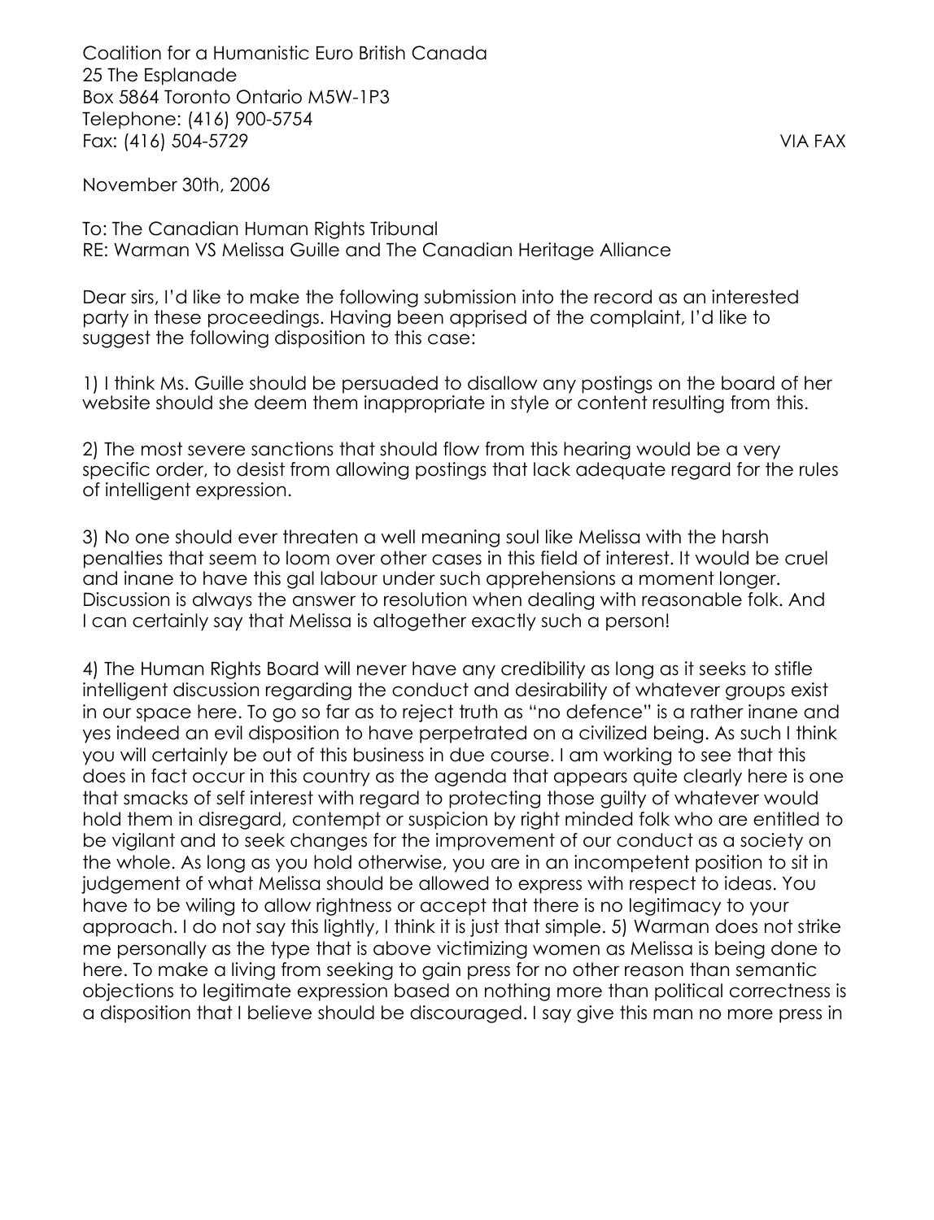Coalition for a Humanistic Euro British Canada
25 The Esplanade
Box 5864 Toronto Ontario M5W-1P3
Telephone: (416) 900-5754
Fax: (416) 504-5729 VIA FAX

November 30th, 2006

To: The Canadian Human Rights Tribunal
RE: Warman VS Melissa Guille and The Canadian Heritage Alliance

Dear sirs, I'd like to make the following submission into the record as an interested party in these proceedings. Having been apprised of the complaint, I'd like to suggest the following disposition to this case:

1) I think Ms. Guille should be persuaded to disallow any postings on the board of her website should she deem them inappropriate in style or content resulting from this.

2) The most severe sanctions that should flow from this hearing would be a very specific order, to desist from allowing postings that lack adequate regard for the rules of intelligent expression.

3) No one should ever threaten a well meaning soul like Melissa with the harsh penalties that seem to loom over other cases in this field of interest. It would be cruel and inane to have this gal labour under such apprehensions a moment longer. Discussion is always the answer to resolution when dealing with reasonable folk. And I can certainly say that Melissa is altogether exactly such a person!

4) The Human Rights Board will never have any credibility as long as it seeks to stifle intelligent discussion regarding the conduct and desirability of whatever groups exist in our space here. To go so far as to reject truth as "no defence" is a rather inane and yes indeed an evil disposition to have perpetrated on a civilized being. As such I think you will certainly be out of this business in due course. I am working to see that this does in fact occur in this country as the agenda that appears quite clearly here is one that smacks of self interest with regard to protecting those guilty of whatever would hold them in disregard, contempt or suspicion by right minded folk who are entitled to be vigilant and to seek changes for the improvement of our conduct as a society on the whole. As long as you hold otherwise, you are in an incompetent position to sit in judgement of what Melissa should be allowed to express with respect to ideas. You have to be wiling to allow rightness or accept that there is no legitimacy to your approach. I do not say this lightly, I think it is just that simple. 5) Warman does not strike me personally as the type that is above victimizing women as Melissa is being done to here. To make a living from seeking to gain press for no other reason than semantic objections to legitimate expression based on nothing more than political correctness is a disposition that I believe should be discouraged. I say give this man no more press in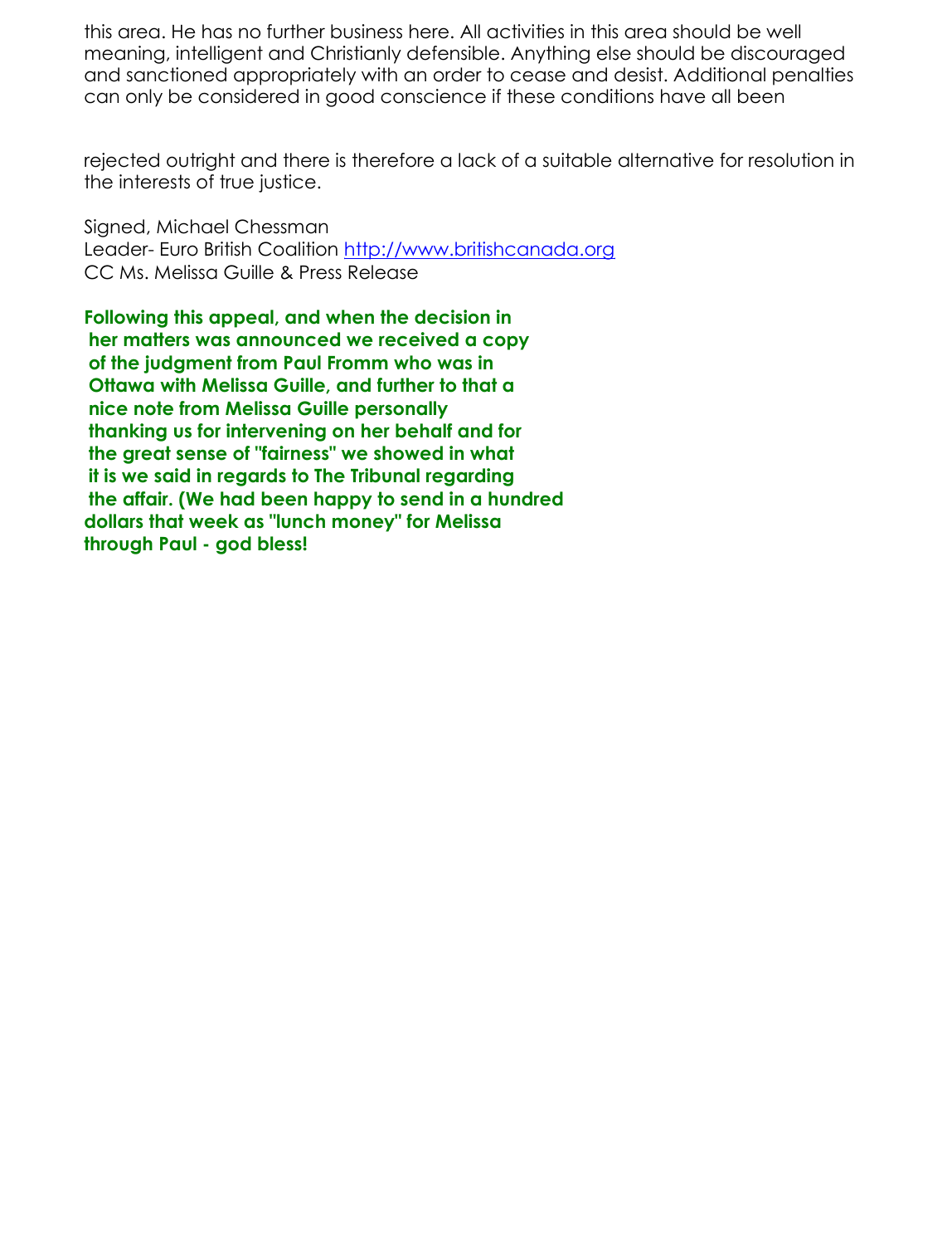this area. He has no further business here. All activities in this area should be well meaning, intelligent and Christianly defensible. Anything else should be discouraged and sanctioned appropriately with an order to cease and desist. Additional penalties can only be considered in good conscience if these conditions have all been

rejected outright and there is therefore a lack of a suitable alternative for resolution in the interests of true justice.

Signed, Michael Chessman
Leader- Euro British Coalition http://www.britishcanada.org
CC Ms. Melissa Guille & Press Release

**Following this appeal, and when the decision in her matters was announced we received a copy of the judgment from Paul Fromm who was in Ottawa with Melissa Guille, and further to that a nice note from Melissa Guille personally thanking us for intervening on her behalf and for the great sense of "fairness" we showed in what it is we said in regards to The Tribunal regarding the affair. (We had been happy to send in a hundred dollars that week as "lunch money" for Melissa through Paul - god bless!**